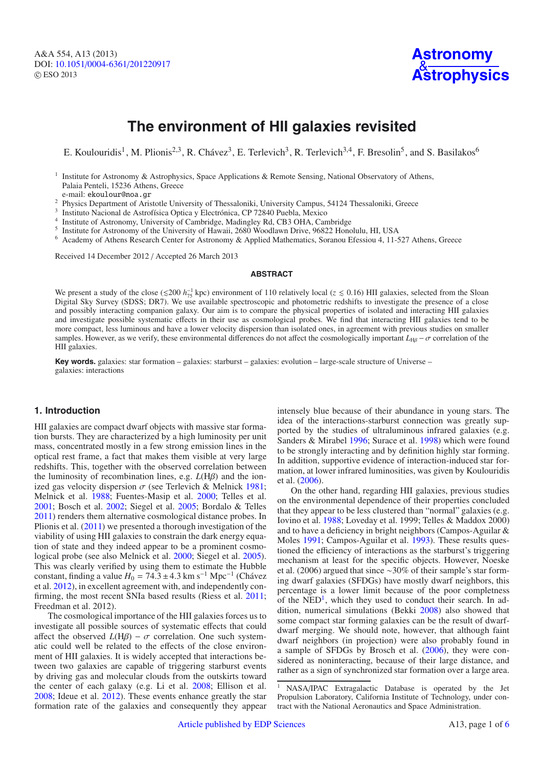# The environment of HII galaxies revisited

E. Koulouridis[1], M. Plionis[2,3], R. Chávez[3], E. Terlevich[3], R. Terlevich[3,4], F. Bresolin[5], and S. Basilakos[6]

[1] Institute for Astronomy & Astrophysics, Space Applications & Remote Sensing, National Observatory of Athens, Palaia Penteli, 15236 Athens, Greece
e-mail: ekoulour@noa.gr

[2] Physics Department of Aristotle University of Thessaloniki, University Campus, 54124 Thessaloniki, Greece

[3] Instituto Nacional de Astrofísica Optica y Electrónica, CP 72840 Puebla, Mexico

[4] Institute of Astronomy, University of Cambridge, Madingley Rd, CB3 OHA, Cambridge

[5] Institute for Astronomy of the University of Hawaii, 2680 Woodlawn Drive, 96822 Honolulu, HI, USA

[6] Academy of Athens Research Center for Astronomy & Applied Mathematics, Soranou Efessiou 4, 11-527 Athens, Greece

Received 14 December 2012 / Accepted 26 March 2013

## ABSTRACT

We present a study of the close ($\lesssim 200\ h_{75}^{-1}$ kpc) environment of 110 relatively local ($z \lesssim 0.16$) HII galaxies, selected from the Sloan Digital Sky Survey (SDSS; DR7). We use available spectroscopic and photometric redshifts to investigate the presence of a close and possibly interacting companion galaxy. Our aim is to compare the physical properties of isolated and interacting HII galaxies and investigate possible systematic effects in their use as cosmological probes. We find that interacting HII galaxies tend to be more compact, less luminous and have a lower velocity dispersion than isolated ones, in agreement with previous studies on smaller samples. However, as we verify, these environmental differences do not affect the cosmologically important $L_{\mathrm{H}\beta} - \sigma$ correlation of the HII galaxies.

**Key words.** galaxies: star formation – galaxies: starburst – galaxies: evolution – large-scale structure of Universe – galaxies: interactions

## 1. Introduction

HII galaxies are compact dwarf objects with massive star formation bursts. They are characterized by a high luminosity per unit mass, concentrated mostly in a few strong emission lines in the optical rest frame, a fact that makes them visible at very large redshifts. This, together with the observed correlation between the luminosity of recombination lines, e.g. $L(\mathrm{H}\beta)$ and the ionized gas velocity dispersion $\sigma$ (see Terlevich & Melnick 1981; Melnick et al. 1988; Fuentes-Masip et al. 2000; Telles et al. 2001; Bosch et al. 2002; Siegel et al. 2005; Bordalo & Telles 2011) renders them alternative cosmological distance probes. In Plionis et al. (2011) we presented a thorough investigation of the viability of using HII galaxies to constrain the dark energy equation of state and they indeed appear to be a prominent cosmological probe (see also Melnick et al. 2000; Siegel et al. 2005). This was clearly verified by using them to estimate the Hubble constant, finding a value $H_0 = 74.3 \pm 4.3$ km s$^{-1}$ Mpc$^{-1}$ (Chávez et al. 2012), in excellent agreement with, and independently confirming, the most recent SNIa based results (Riess et al. 2011; Freedman et al. 2012).

The cosmological importance of the HII galaxies forces us to investigate all possible sources of systematic effects that could affect the observed $L(\mathrm{H}\beta) - \sigma$ correlation. One such systematic could well be related to the effects of the close environment of HII galaxies. It is widely accepted that interactions between two galaxies are capable of triggering starburst events by driving gas and molecular clouds from the outskirts toward the center of each galaxy (e.g. Li et al. 2008; Ellison et al. 2008; Ideue et al. 2012). These events enhance greatly the star formation rate of the galaxies and consequently they appear intensely blue because of their abundance in young stars. The idea of the interactions-starburst connection was greatly supported by the studies of ultraluminous infrared galaxies (e.g. Sanders & Mirabel 1996; Surace et al. 1998) which were found to be strongly interacting and by definition highly star forming. In addition, supportive evidence of interaction-induced star formation, at lower infrared luminosities, was given by Koulouridis et al. (2006).

On the other hand, regarding HII galaxies, previous studies on the environmental dependence of their properties concluded that they appear to be less clustered than "normal" galaxies (e.g. Iovino et al. 1988; Loveday et al. 1999; Telles & Maddox 2000) and to have a deficiency in bright neighbors (Campos-Aguilar & Moles 1991; Campos-Aguilar et al. 1993). These results questioned the efficiency of interactions as the starburst's triggering mechanism at least for the specific objects. However, Noeske et al. (2006) argued that since ~30% of their sample's star forming dwarf galaxies (SFDGs) have mostly dwarf neighbors, this percentage is a lower limit because of the poor completness of the NED[1], which they used to conduct their search. In addition, numerical simulations (Bekki 2008) also showed that some compact star forming galaxies can be the result of dwarf-dwarf merging. We should note, however, that although faint dwarf neighbors (in projection) were also probably found in a sample of SFDGs by Brosch et al. (2006), they were considered as noninteracting, because of their large distance, and rather as a sign of synchronized star formation over a large area.

[1] NASA/IPAC Extragalactic Database is operated by the Jet Propulsion Laboratory, California Institute of Technology, under contract with the National Aeronautics and Space Administration.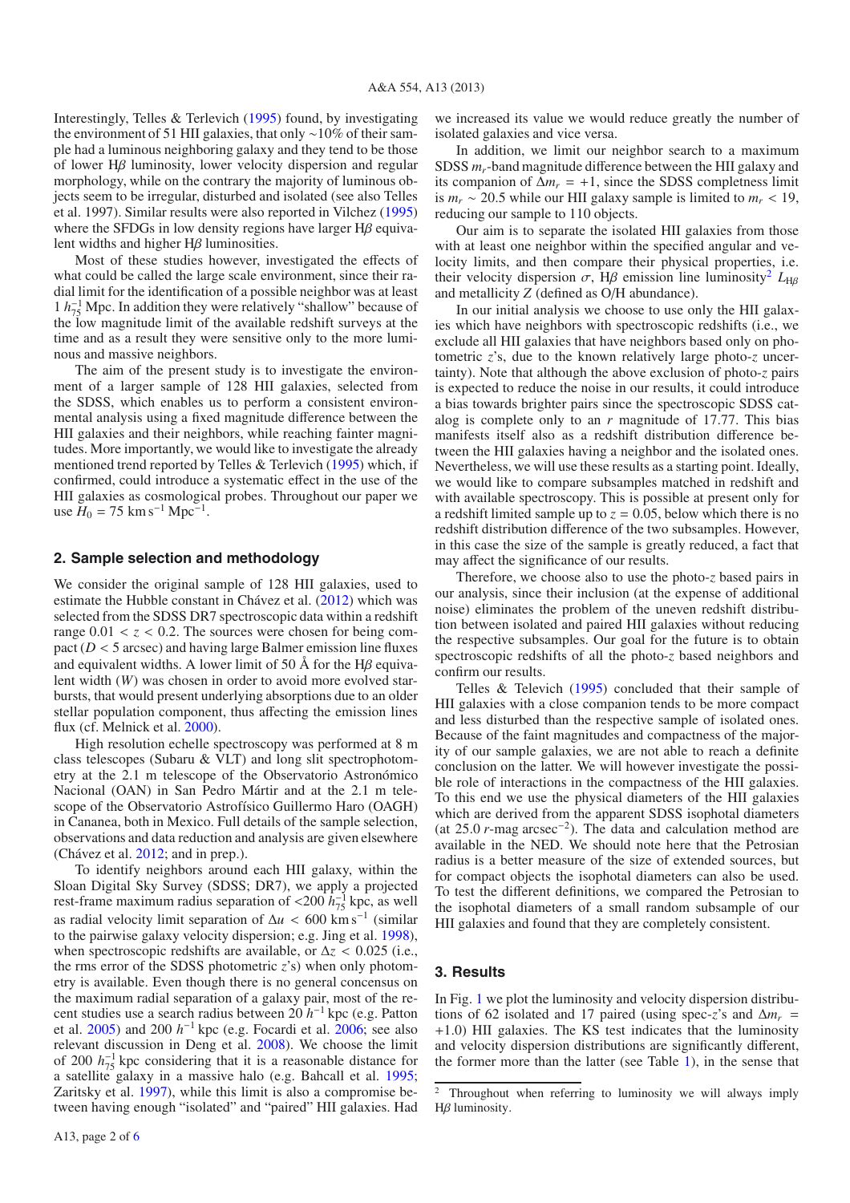Interestingly, Telles & Terlevich (1995) found, by investigating the environment of 51 HII galaxies, that only ∼10% of their sample had a luminous neighboring galaxy and they tend to be those of lower H$\beta$ luminosity, lower velocity dispersion and regular morphology, while on the contrary the majority of luminous objects seem to be irregular, disturbed and isolated (see also Telles et al. 1997). Similar results were also reported in Vilchez (1995) where the SFDGs in low density regions have larger H$\beta$ equivalent widths and higher H$\beta$ luminosities.

Most of these studies however, investigated the effects of what could be called the large scale environment, since their radial limit for the identification of a possible neighbor was at least 1 $h_{75}^{-1}$ Mpc. In addition they were relatively "shallow" because of the low magnitude limit of the available redshift surveys at the time and as a result they were sensitive only to the more luminous and massive neighbors.

The aim of the present study is to investigate the environment of a larger sample of 128 HII galaxies, selected from the SDSS, which enables us to perform a consistent environmental analysis using a fixed magnitude difference between the HII galaxies and their neighbors, while reaching fainter magnitudes. More importantly, we would like to investigate the already mentioned trend reported by Telles & Terlevich (1995) which, if confirmed, could introduce a systematic effect in the use of the HII galaxies as cosmological probes. Throughout our paper we use $H_0 = 75$ km s$^{-1}$ Mpc$^{-1}$.

## 2. Sample selection and methodology

We consider the original sample of 128 HII galaxies, used to estimate the Hubble constant in Chávez et al. (2012) which was selected from the SDSS DR7 spectroscopic data within a redshift range $0.01 < z < 0.2$. The sources were chosen for being compact ($D < 5$ arcsec) and having large Balmer emission line fluxes and equivalent widths. A lower limit of 50 Å for the H$\beta$ equivalent width ($W$) was chosen in order to avoid more evolved starbursts, that would present underlying absorptions due to an older stellar population component, thus affecting the emission lines flux (cf. Melnick et al. 2000).

High resolution echelle spectroscopy was performed at 8 m class telescopes (Subaru & VLT) and long slit spectrophotometry at the 2.1 m telescope of the Observatorio Astronómico Nacional (OAN) in San Pedro Mártir and at the 2.1 m telescope of the Observatorio Astrofísico Guillermo Haro (OAGH) in Cananea, both in Mexico. Full details of the sample selection, observations and data reduction and analysis are given elsewhere (Chávez et al. 2012; and in prep.).

To identify neighbors around each HII galaxy, within the Sloan Digital Sky Survey (SDSS; DR7), we apply a projected rest-frame maximum radius separation of $<$200 $h_{75}^{-1}$ kpc, as well as radial velocity limit separation of $\Delta u < 600$ km s$^{-1}$ (similar to the pairwise galaxy velocity dispersion; e.g. Jing et al. 1998), when spectroscopic redshifts are available, or $\Delta z < 0.025$ (i.e., the rms error of the SDSS photometric $z$'s) when only photometry is available. Even though there is no general concensus on the maximum radial separation of a galaxy pair, most of the recent studies use a search radius between 20 $h^{-1}$ kpc (e.g. Patton et al. 2005) and 200 $h^{-1}$ kpc (e.g. Focardi et al. 2006; see also relevant discussion in Deng et al. 2008). We choose the limit of 200 $h_{75}^{-1}$ kpc considering that it is a reasonable distance for a satellite galaxy in a massive halo (e.g. Bahcall et al. 1995; Zaritsky et al. 1997), while this limit is also a compromise between having enough "isolated" and "paired" HII galaxies. Had we increased its value we would reduce greatly the number of isolated galaxies and vice versa.

In addition, we limit our neighbor search to a maximum SDSS $m_r$-band magnitude difference between the HII galaxy and its companion of $\Delta m_r = +1$, since the SDSS completness limit is $m_r \sim 20.5$ while our HII galaxy sample is limited to $m_r < 19$, reducing our sample to 110 objects.

Our aim is to separate the isolated HII galaxies from those with at least one neighbor within the specified angular and velocity limits, and then compare their physical properties, i.e. their velocity dispersion $\sigma$, H$\beta$ emission line luminosity[2] $L_{\mathrm{H}\beta}$ and metallicity $Z$ (defined as O/H abundance).

In our initial analysis we choose to use only the HII galaxies which have neighbors with spectroscopic redshifts (i.e., we exclude all HII galaxies that have neighbors based only on photometric $z$'s, due to the known relatively large photo-$z$ uncertainty). Note that although the above exclusion of photo-$z$ pairs is expected to reduce the noise in our results, it could introduce a bias towards brighter pairs since the spectroscopic SDSS catalog is complete only to an $r$ magnitude of 17.77. This bias manifests itself also as a redshift distribution difference between the HII galaxies having a neighbor and the isolated ones. Nevertheless, we will use these results as a starting point. Ideally, we would like to compare subsamples matched in redshift and with available spectroscopy. This is possible at present only for a redshift limited sample up to $z = 0.05$, below which there is no redshift distribution difference of the two subsamples. However, in this case the size of the sample is greatly reduced, a fact that may affect the significance of our results.

Therefore, we choose also to use the photo-$z$ based pairs in our analysis, since their inclusion (at the expense of additional noise) eliminates the problem of the uneven redshift distribution between isolated and paired HII galaxies without reducing the respective subsamples. Our goal for the future is to obtain spectroscopic redshifts of all the photo-$z$ based neighbors and confirm our results.

Telles & Televich (1995) concluded that their sample of HII galaxies with a close companion tends to be more compact and less disturbed than the respective sample of isolated ones. Because of the faint magnitudes and compactness of the majority of our sample galaxies, we are not able to reach a definite conclusion on the latter. We will however investigate the possible role of interactions in the compactness of the HII galaxies. To this end we use the physical diameters of the HII galaxies which are derived from the apparent SDSS isophotal diameters (at 25.0 $r$-mag arcsec$^{-2}$). The data and calculation method are available in the NED. We should note here that the Petrosian radius is a better measure of the size of extended sources, but for compact objects the isophotal diameters can also be used. To test the different definitions, we compared the Petrosian to the isophotal diameters of a small random subsample of our HII galaxies and found that they are completely consistent.

## 3. Results

In Fig. 1 we plot the luminosity and velocity dispersion distributions of 62 isolated and 17 paired (using spec-$z$'s and $\Delta m_r = +1.0$) HII galaxies. The KS test indicates that the luminosity and velocity dispersion distributions are significantly different, the former more than the latter (see Table 1), in the sense that

[2] Throughout when referring to luminosity we will always imply H$\beta$ luminosity.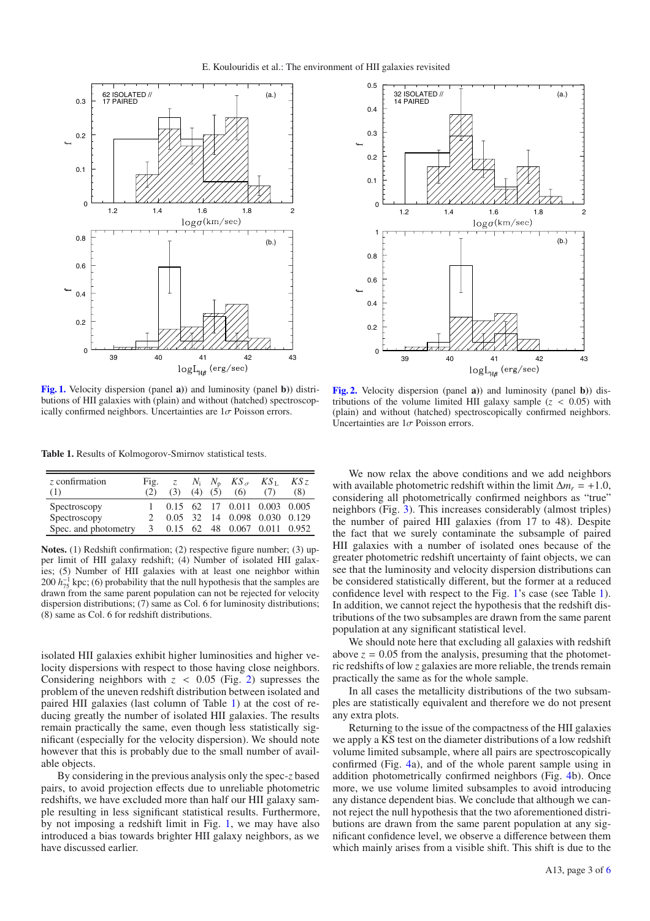Fig. 1. Velocity dispersion (panel **a**)) and luminosity (panel **b**)) distributions of HII galaxies with (plain) and without (hatched) spectroscopically confirmed neighbors. Uncertainties are $1\sigma$ Poisson errors.

Fig. 2. Velocity dispersion (panel **a**)) and luminosity (panel **b**)) distributions of the volume limited HII galaxy sample ($z < 0.05$) with (plain) and without (hatched) spectroscopically confirmed neighbors. Uncertainties are $1\sigma$ Poisson errors.

**Table 1.** Results of Kolmogorov-Smirnov statistical tests.

| $z$ confirmation (1) | Fig. (2) | $z$ (3) | $N_{\rm i}$ (4) | $N_{\rm p}$ (5) | $KS_{\sigma}$ (6) | $KS_{\rm L}$ (7) | $KS\,z$ (8) |
|---|---|---|---|---|---|---|---|
| Spectroscopy | 1 | 0.15 | 62 | 17 | 0.011 | 0.003 | 0.005 |
| Spectroscopy | 2 | 0.05 | 32 | 14 | 0.098 | 0.030 | 0.129 |
| Spec. and photometry | 3 | 0.15 | 62 | 48 | 0.067 | 0.011 | 0.952 |

**Notes.** (1) Redshift confirmation; (2) respective figure number; (3) upper limit of HII galaxy redshift; (4) Number of isolated HII galaxies; (5) Number of HII galaxies with at least one neighbor within 200 $h_{75}^{-1}$ kpc; (6) probability that the null hypothesis that the samples are drawn from the same parent population can not be rejected for velocity dispersion distributions; (7) same as Col. 6 for luminosity distributions; (8) same as Col. 6 for redshift distributions.

isolated HII galaxies exhibit higher luminosities and higher velocity dispersions with respect to those having close neighbors. Considering neighbors with $z < 0.05$ (Fig. 2) supresses the problem of the uneven redshift distribution between isolated and paired HII galaxies (last column of Table 1) at the cost of reducing greatly the number of isolated HII galaxies. The results remain practically the same, even though less statistically significant (especially for the velocity dispersion). We should note however that this is probably due to the small number of available objects.

By considering in the previous analysis only the spec-$z$ based pairs, to avoid projection effects due to unreliable photometric redshifts, we have excluded more than half our HII galaxy sample resulting in less significant statistical results. Furthermore, by not imposing a redshift limit in Fig. 1, we may have also introduced a bias towards brighter HII galaxy neighbors, as we have discussed earlier.

We now relax the above conditions and we add neighbors with available photometric redshift within the limit $\Delta m_r = +1.0$, considering all photometrically confirmed neighbors as "true" neighbors (Fig. 3). This increases considerably (almost triples) the number of paired HII galaxies (from 17 to 48). Despite the fact that we surely contaminate the subsample of paired HII galaxies with a number of isolated ones because of the greater photometric redshift uncertainty of faint objects, we can state that the luminosity and velocity dispersion distributions can be considered statistically different, but the former at a reduced confidence level with respect to the Fig. 1's case (see Table 1). In addition, we cannot reject the hypothesis that the redshift distributions of the two subsamples are drawn from the same parent population at any significant statistical level.

We should note here that excluding all galaxies with redshift above $z = 0.05$ from the analysis, presuming that the photometric redshifts of low $z$ galaxies are more reliable, the trends remain practically the same as for the whole sample.

In all cases the metallicity distributions of the two subsamples are statistically equivalent and therefore we do not present any extra plots.

Returning to the issue of the compactness of the HII galaxies we apply a KS test on the diameter distributions of a low redshift volume limited subsample, where all pairs are spectroscopically confirmed (Fig. 4a), and of the whole parent sample using in addition photometrically confirmed neighbors (Fig. 4b). Once more, we use volume limited subsamples to avoid introducing any distance dependent bias. We conclude that although we cannot reject the null hypothesis that the two aforementioned distributions are drawn from the same parent population at any significant confidence level, we observe a difference between them which mainly arises from a visible shift. This shift is due to the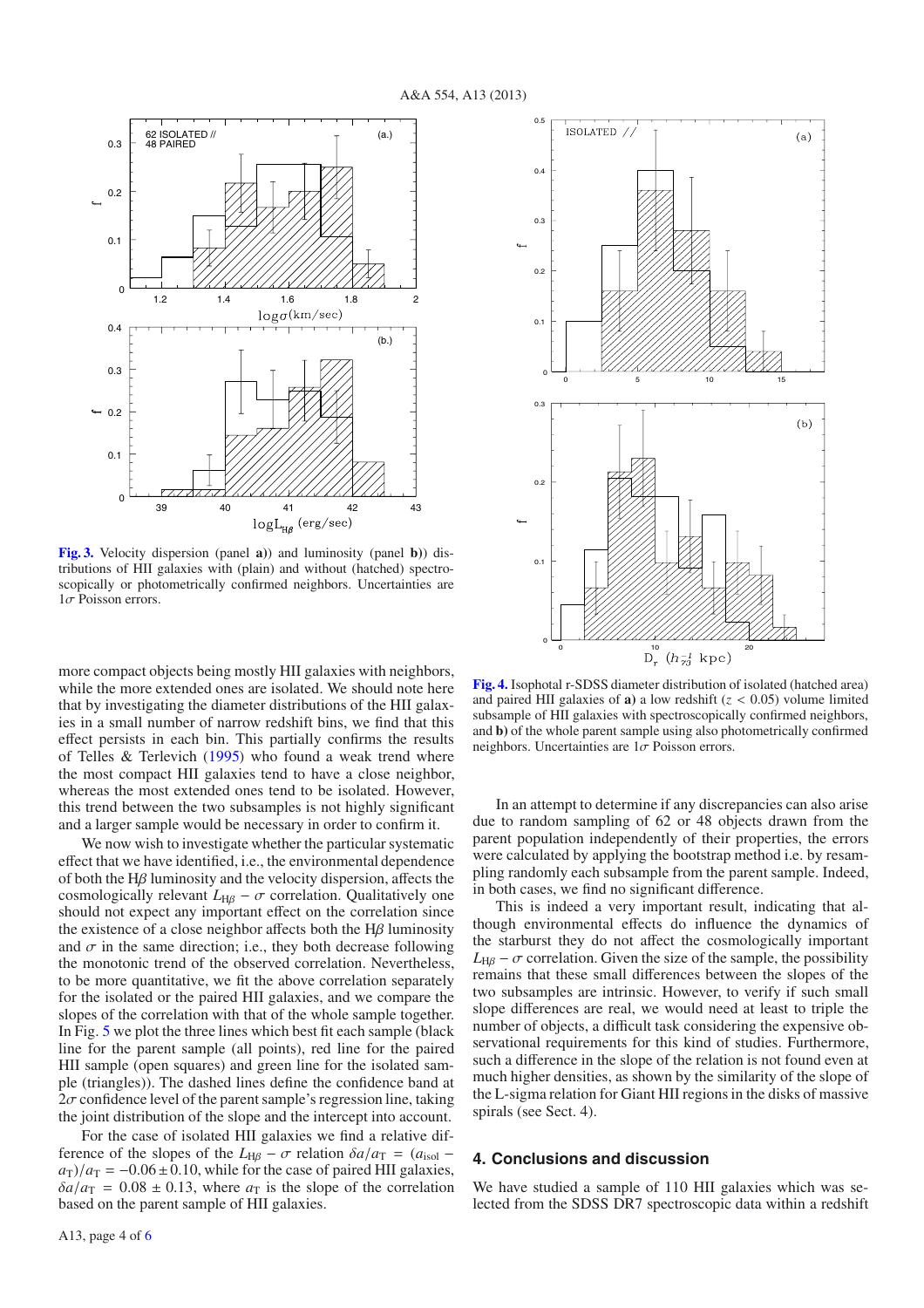**Fig. 3.** Velocity dispersion (panel **a)**) and luminosity (panel **b)**) distributions of HII galaxies with (plain) and without (hatched) spectroscopically or photometrically confirmed neighbors. Uncertainties are $1\sigma$ Poisson errors.

more compact objects being mostly HII galaxies with neighbors, while the more extended ones are isolated. We should note here that by investigating the diameter distributions of the HII galaxies in a small number of narrow redshift bins, we find that this effect persists in each bin. This partially confirms the results of Telles & Terlevich (1995) who found a weak trend where the most compact HII galaxies tend to have a close neighbor, whereas the most extended ones tend to be isolated. However, this trend between the two subsamples is not highly significant and a larger sample would be necessary in order to confirm it.

We now wish to investigate whether the particular systematic effect that we have identified, i.e., the environmental dependence of both the H$\beta$ luminosity and the velocity dispersion, affects the cosmologically relevant $L_{\rm H\beta} - \sigma$ correlation. Qualitatively one should not expect any important effect on the correlation since the existence of a close neighbor affects both the H$\beta$ luminosity and $\sigma$ in the same direction; i.e., they both decrease following the monotonic trend of the observed correlation. Nevertheless, to be more quantitative, we fit the above correlation separately for the isolated or the paired HII galaxies, and we compare the slopes of the correlation with that of the whole sample together. In Fig. 5 we plot the three lines which best fit each sample (black line for the parent sample (all points), red line for the paired HII sample (open squares) and green line for the isolated sample (triangles)). The dashed lines define the confidence band at $2\sigma$ confidence level of the parent sample's regression line, taking the joint distribution of the slope and the intercept into account.

For the case of isolated HII galaxies we find a relative difference of the slopes of the $L_{\rm H\beta} - \sigma$ relation $\delta a/a_{\rm T} = (a_{\rm isol} - a_{\rm T})/a_{\rm T} = -0.06 \pm 0.10$, while for the case of paired HII galaxies, $\delta a/a_{\rm T} = 0.08 \pm 0.13$, where $a_{\rm T}$ is the slope of the correlation based on the parent sample of HII galaxies.

**Fig. 4.** Isophotal r-SDSS diameter distribution of isolated (hatched area) and paired HII galaxies of **a)** a low redshift ($z < 0.05$) volume limited subsample of HII galaxies with spectroscopically confirmed neighbors, and **b)** of the whole parent sample using also photometrically confirmed neighbors. Uncertainties are $1\sigma$ Poisson errors.

In an attempt to determine if any discrepancies can also arise due to random sampling of 62 or 48 objects drawn from the parent population independently of their properties, the errors were calculated by applying the bootstrap method i.e. by resampling randomly each subsample from the parent sample. Indeed, in both cases, we find no significant difference.

This is indeed a very important result, indicating that although environmental effects do influence the dynamics of the starburst they do not affect the cosmologically important $L_{\rm H\beta} - \sigma$ correlation. Given the size of the sample, the possibility remains that these small differences between the slopes of the two subsamples are intrinsic. However, to verify if such small slope differences are real, we would need at least to triple the number of objects, a difficult task considering the expensive observational requirements for this kind of studies. Furthermore, such a difference in the slope of the relation is not found even at much higher densities, as shown by the similarity of the slope of the L-sigma relation for Giant HII regions in the disks of massive spirals (see Sect. 4).

## 4. Conclusions and discussion

We have studied a sample of 110 HII galaxies which was selected from the SDSS DR7 spectroscopic data within a redshift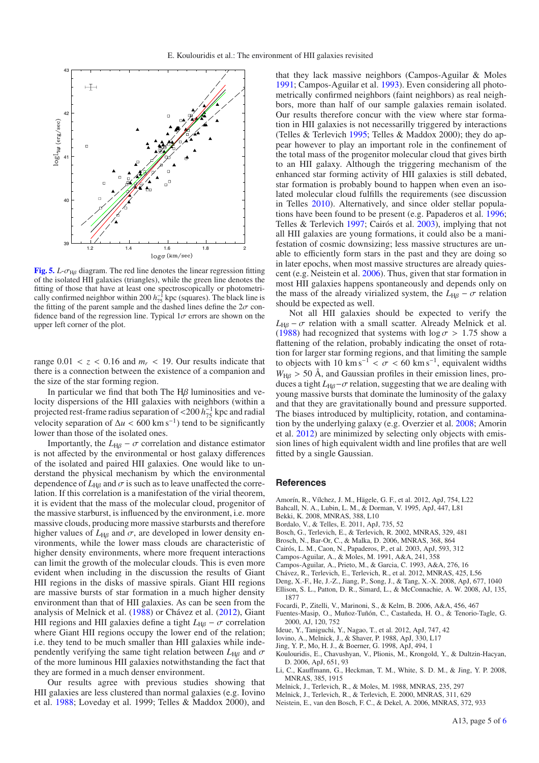**Fig. 5.** $L$-$\sigma_{\mathrm{H}\beta}$ diagram. The red line denotes the linear regression fitting of the isolated HII galaxies (triangles), while the green line denotes the fitting of those that have at least one spectroscopically or photometrically confirmed neighbor within 200 $h_{75}^{-1}$ kpc (squares). The black line is the fitting of the parent sample and the dashed lines define the $2\sigma$ confidence band of the regression line. Typical $1\sigma$ errors are shown on the upper left corner of the plot.

range $0.01 < z < 0.16$ and $m_r < 19$. Our results indicate that there is a connection between the existence of a companion and the size of the star forming region.

In particular we find that both The H$\beta$ luminosities and velocity dispersions of the HII galaxies with neighbors (within a projected rest-frame radius separation of $<$200 $h_{75}^{-1}$ kpc and radial velocity separation of $\Delta u < 600$ km s$^{-1}$) tend to be significantly lower than those of the isolated ones.

Importantly, the $L_{\mathrm{H}\beta} - \sigma$ correlation and distance estimator is not affected by the environmental or host galaxy differences of the isolated and paired HII galaxies. One would like to understand the physical mechanism by which the environmental dependence of $L_{\mathrm{H}\beta}$ and $\sigma$ is such as to leave unaffected the correlation. If this correlation is a manifestation of the virial theorem, it is evident that the mass of the molecular cloud, progenitor of the massive starburst, is influenced by the environment, i.e. more massive clouds, producing more massive starbursts and therefore higher values of $L_{\mathrm{H}\beta}$ and $\sigma$, are developed in lower density environments, while the lower mass clouds are characteristic of higher density environments, where more frequent interactions can limit the growth of the molecular clouds. This is even more evident when including in the discussion the results of Giant HII regions in the disks of massive spirals. Giant HII regions are massive bursts of star formation in a much higher density environment than that of HII galaxies. As can be seen from the analysis of Melnick et al. (1988) or Chávez et al. (2012), Giant HII regions and HII galaxies define a tight $L_{\mathrm{H}\beta} - \sigma$ correlation where Giant HII regions occupy the lower end of the relation; i.e. they tend to be much smaller than HII galaxies while independently verifying the same tight relation between $L_{\mathrm{H}\beta}$ and $\sigma$ of the more luminous HII galaxies notwithstanding the fact that they are formed in a much denser environment.

Our results agree with previous studies showing that HII galaxies are less clustered than normal galaxies (e.g. Iovino et al. 1988; Loveday et al. 1999; Telles & Maddox 2000), and that they lack massive neighbors (Campos-Aguilar & Moles 1991; Campos-Aguilar et al. 1993). Even considering all photometrically confirmed neighbors (faint neighbors) as real neighbors, more than half of our sample galaxies remain isolated. Our results therefore concur with the view where star formation in HII galaxies is not necessarilly triggered by interactions (Telles & Terlevich 1995; Telles & Maddox 2000); they do appear however to play an important role in the confinement of the total mass of the progenitor molecular cloud that gives birth to an HII galaxy. Although the triggering mechanism of the enhanced star forming activity of HII galaxies is still debated, star formation is probably bound to happen when even an isolated molecular cloud fulfills the requirements (see discussion in Telles 2010). Alternatively, and since older stellar populations have been found to be present (e.g. Papaderos et al. 1996; Telles & Terlevich 1997; Cairós et al. 2003), implying that not all HII galaxies are young formations, it could also be a manifestation of cosmic downsizing; less massive structures are unable to efficiently form stars in the past and they are doing so in later epochs, when most massive structures are already quiescent (e.g. Neistein et al. 2006). Thus, given that star formation in most HII galaxies happens spontaneously and depends only on the mass of the already virialized system, the $L_{\mathrm{H}\beta} - \sigma$ relation should be expected as well.

Not all HII galaxies should be expected to verify the $L_{\mathrm{H}\beta} - \sigma$ relation with a small scatter. Already Melnick et al. (1988) had recognized that systems with $\log \sigma > 1.75$ show a flattening of the relation, probably indicating the onset of rotation for larger star forming regions, and that limiting the sample to objects with 10 km s$^{-1}$ $< \sigma <$ 60 km s$^{-1}$, equivalent widths $W_{\mathrm{H}\beta} > 50$ Å, and Gaussian profiles in their emission lines, produces a tight $L_{\mathrm{H}\beta}$–$\sigma$ relation, suggesting that we are dealing with young massive bursts that dominate the luminosity of the galaxy and that they are gravitationally bound and pressure supported. The biases introduced by multiplicity, rotation, and contamination by the underlying galaxy (e.g. Overzier et al. 2008; Amorin et al. 2012) are minimized by selecting only objects with emission lines of high equivalent width and line profiles that are well fitted by a single Gaussian.

## References

Amorín, R., Vílchez, J. M., Hägele, G. F., et al. 2012, ApJ, 754, L22
Bahcall, N. A., Lubin, L. M., & Dorman, V. 1995, ApJ, 447, L81
Bekki, K. 2008, MNRAS, 388, L10
Bordalo, V., & Telles, E. 2011, ApJ, 735, 52
Bosch, G., Terlevich, E., & Terlevich, R. 2002, MNRAS, 329, 481
Brosch, N., Bar-Or, C., & Malka, D. 2006, MNRAS, 368, 864
Cairós, L. M., Caon, N., Papaderos, P., et al. 2003, ApJ, 593, 312
Campos-Aguilar, A., & Moles, M. 1991, A&A, 241, 358
Campos-Aguilar, A., Prieto, M., & Garcia, C. 1993, A&A, 276, 16
Chávez, R., Terlevich, E., Terlevich, R., et al. 2012, MNRAS, 425, L56
Deng, X.-F., He, J.-Z., Jiang, P., Song, J., & Tang, X.-X. 2008, ApJ, 677, 1040
Ellison, S. L., Patton, D. R., Simard, L., & McConnachie, A. W. 2008, AJ, 135, 1877
Focardi, P., Zitelli, V., Marinoni, S., & Kelm, B. 2006, A&A, 456, 467
Fuentes-Masip, O., Muñoz-Tuñón, C., Castañeda, H. O., & Tenorio-Tagle, G. 2000, AJ, 120, 752
Ideue, Y., Taniguchi, Y., Nagao, T., et al. 2012, ApJ, 747, 42
Iovino, A., Melnick, J., & Shaver, P. 1988, ApJ, 330, L17
Jing, Y. P., Mo, H. J., & Boerner, G. 1998, ApJ, 494, 1
Koulouridis, E., Chavushyan, V., Plionis, M., Krongold, Y., & Dultzin-Hacyan, D. 2006, ApJ, 651, 93
Li, C., Kauffmann, G., Heckman, T. M., White, S. D. M., & Jing, Y. P. 2008, MNRAS, 385, 1915
Melnick, J., Terlevich, R., & Moles, M. 1988, MNRAS, 235, 297
Melnick, J., Terlevich, R., & Terlevich, E. 2000, MNRAS, 311, 629
Neistein, E., van den Bosch, F. C., & Dekel, A. 2006, MNRAS, 372, 933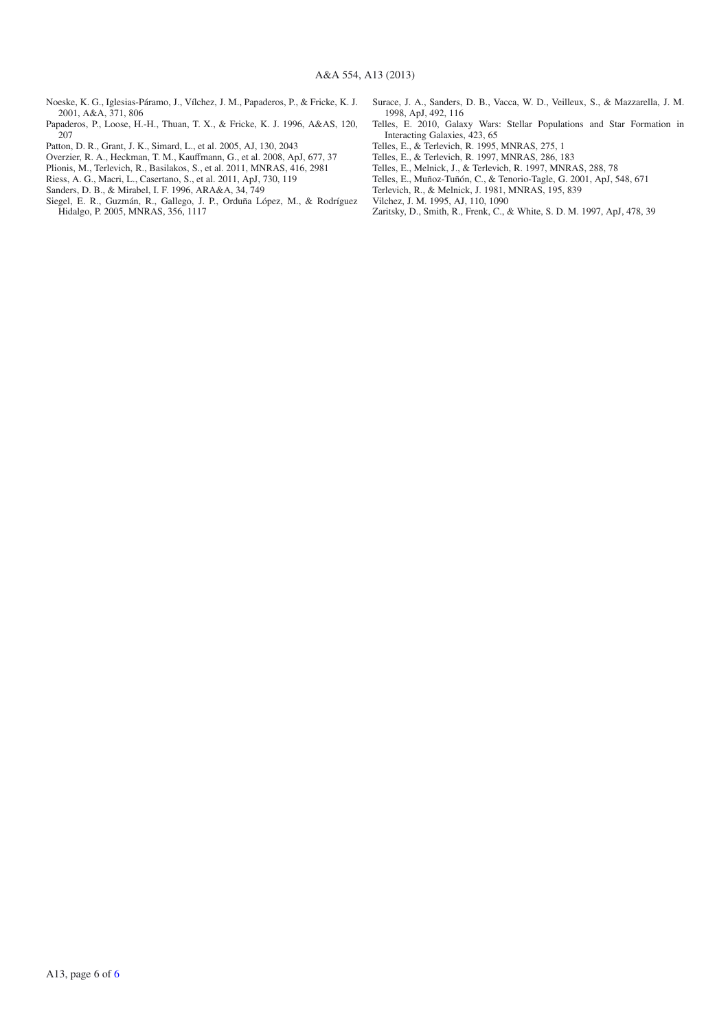Noeske, K. G., Iglesias-Páramo, J., Vílchez, J. M., Papaderos, P., & Fricke, K. J. 2001, A&A, 371, 806

Papaderos, P., Loose, H.-H., Thuan, T. X., & Fricke, K. J. 1996, A&AS, 120, 207

Patton, D. R., Grant, J. K., Simard, L., et al. 2005, AJ, 130, 2043

Overzier, R. A., Heckman, T. M., Kauffmann, G., et al. 2008, ApJ, 677, 37

Plionis, M., Terlevich, R., Basilakos, S., et al. 2011, MNRAS, 416, 2981

Riess, A. G., Macri, L., Casertano, S., et al. 2011, ApJ, 730, 119

Sanders, D. B., & Mirabel, I. F. 1996, ARA&A, 34, 749

Siegel, E. R., Guzmán, R., Gallego, J. P., Orduña López, M., & Rodríguez Hidalgo, P. 2005, MNRAS, 356, 1117

Surace, J. A., Sanders, D. B., Vacca, W. D., Veilleux, S., & Mazzarella, J. M. 1998, ApJ, 492, 116

Telles, E. 2010, Galaxy Wars: Stellar Populations and Star Formation in Interacting Galaxies, 423, 65

Telles, E., & Terlevich, R. 1995, MNRAS, 275, 1

Telles, E., & Terlevich, R. 1997, MNRAS, 286, 183

Telles, E., Melnick, J., & Terlevich, R. 1997, MNRAS, 288, 78

Telles, E., Muñoz-Tuñón, C., & Tenorio-Tagle, G. 2001, ApJ, 548, 671

Terlevich, R., & Melnick, J. 1981, MNRAS, 195, 839

Vilchez, J. M. 1995, AJ, 110, 1090

Zaritsky, D., Smith, R., Frenk, C., & White, S. D. M. 1997, ApJ, 478, 39